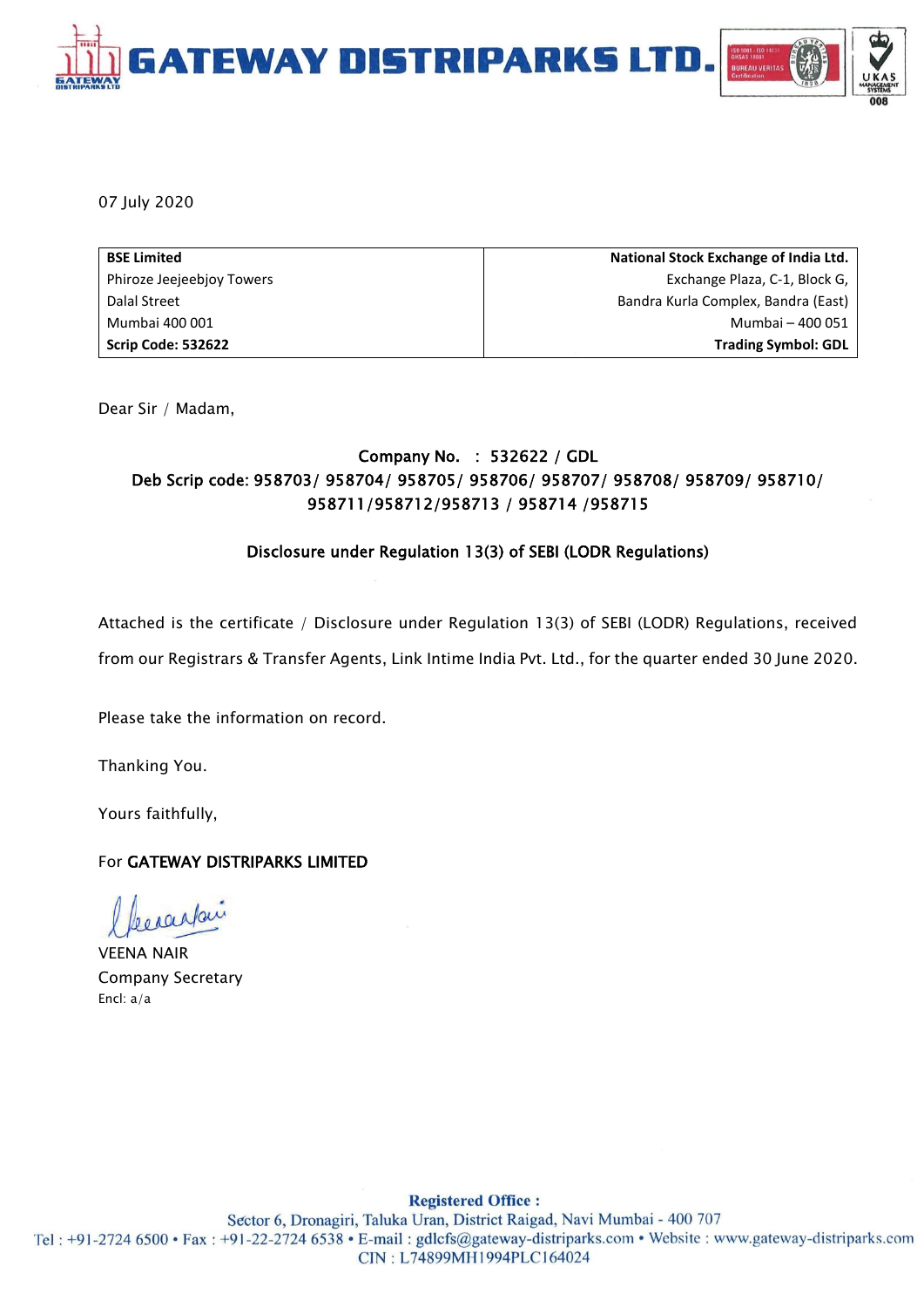# GATEWAY DISTRIPARKS LTD.

07 July 2020

| BSE Limited | National Stock Exchange of India Ltd. |
|---|---|
| Phiroze Jeejeebjoy Towers | Exchange Plaza, C-1, Block G, |
| Dalal Street | Bandra Kurla Complex, Bandra (East) |
| Mumbai 400 001 | Mumbai – 400 051 |
| **Scrip Code: 532622** | **Trading Symbol: GDL** |

Dear Sir / Madam,

**Company No. : 532622 / GDL**
**Deb Scrip code: 958703/ 958704/ 958705/ 958706/ 958707/ 958708/ 958709/ 958710/ 958711/958712/958713 / 958714 /958715**

**Disclosure under Regulation 13(3) of SEBI (LODR Regulations)**

Attached is the certificate / Disclosure under Regulation 13(3) of SEBI (LODR) Regulations, received from our Registrars & Transfer Agents, Link Intime India Pvt. Ltd., for the quarter ended 30 June 2020.

Please take the information on record.

Thanking You.

Yours faithfully,

For **GATEWAY DISTRIPARKS LIMITED**

VEENA NAIR
Company Secretary
Encl: a/a

**Registered Office :**
Sector 6, Dronagiri, Taluka Uran, District Raigad, Navi Mumbai - 400 707
Tel : +91-2724 6500 • Fax : +91-22-2724 6538 • E-mail : gdlcfs@gateway-distriparks.com • Website : www.gateway-distriparks.com
CIN : L74899MH1994PLC164024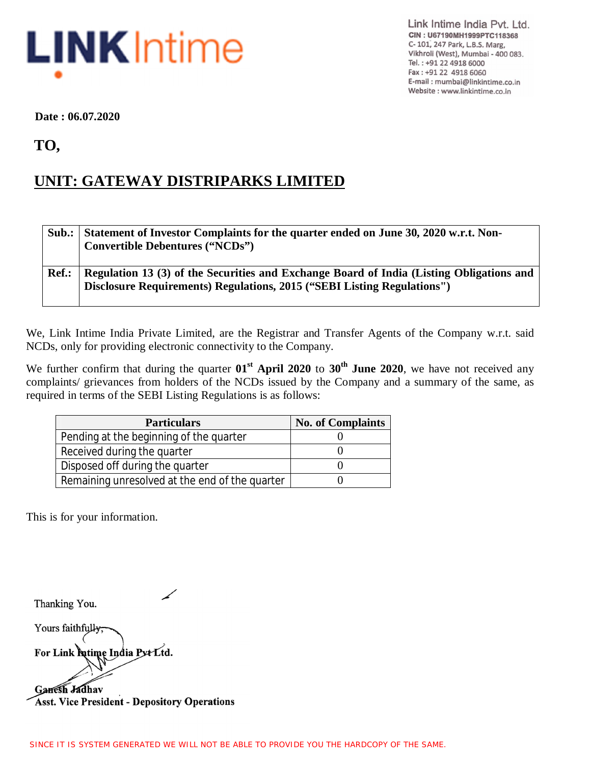Link Intime India Pvt. Ltd.
CIN : U67190MH1999PTC118368
C-101, 247 Park, L.B.S. Marg,
Vikhroli (West), Mumbai - 400 083.
Tel. : +91 22 4918 6000
Fax : +91 22 4918 6060
E-mail : mumbai@linkintime.co.in
Website : www.linkintime.co.in

**Date : 06.07.2020**

**TO,**

## UNIT: GATEWAY DISTRIPARKS LIMITED

| | |
|---|---|
| **Sub.:** | **Statement of Investor Complaints for the quarter ended on June 30, 2020 w.r.t. Non-Convertible Debentures ("NCDs")** |
| **Ref.:** | **Regulation 13 (3) of the Securities and Exchange Board of India (Listing Obligations and Disclosure Requirements) Regulations, 2015 ("SEBI Listing Regulations")** |

We, Link Intime India Private Limited, are the Registrar and Transfer Agents of the Company w.r.t. said NCDs, only for providing electronic connectivity to the Company.

We further confirm that during the quarter **01st April 2020** to **30th June 2020**, we have not received any complaints/ grievances from holders of the NCDs issued by the Company and a summary of the same, as required in terms of the SEBI Listing Regulations is as follows:

| Particulars | No. of Complaints |
|---|---|
| Pending at the beginning of the quarter | 0 |
| Received during the quarter | 0 |
| Disposed off during the quarter | 0 |
| Remaining unresolved at the end of the quarter | 0 |

This is for your information.

Thanking You.

Yours faithfully,

**For Link Intime India Pvt Ltd.**

**Ganesh Jadhav**
**Asst. Vice President - Depository Operations**

SINCE IT IS SYSTEM GENERATED WE WILL NOT BE ABLE TO PROVIDE YOU THE HARDCOPY OF THE SAME.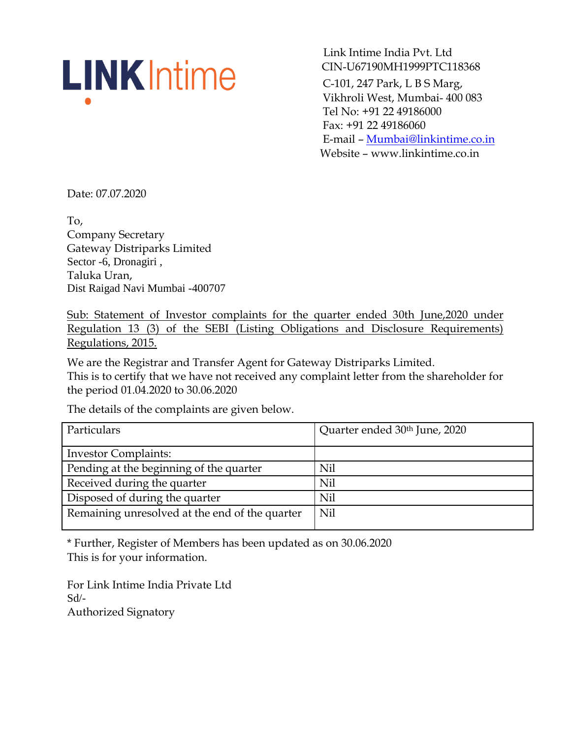LINK Intime

Link Intime India Pvt. Ltd
CIN-U67190MH1999PTC118368
C-101, 247 Park, L B S Marg,
Vikhroli West, Mumbai- 400 083
Tel No: +91 22 49186000
Fax: +91 22 49186060
E-mail – Mumbai@linkintime.co.in
Website – www.linkintime.co.in

Date: 07.07.2020

To,
Company Secretary
Gateway Distriparks Limited
Sector -6, Dronagiri ,
Taluka Uran,
Dist Raigad Navi Mumbai -400707

Sub: Statement of Investor complaints for the quarter ended 30th June,2020 under Regulation 13 (3) of the SEBI (Listing Obligations and Disclosure Requirements) Regulations, 2015.

We are the Registrar and Transfer Agent for Gateway Distriparks Limited.
This is to certify that we have not received any complaint letter from the shareholder for the period 01.04.2020 to 30.06.2020

The details of the complaints are given below.

| Particulars | Quarter ended 30th June, 2020 |
| --- | --- |
| Investor Complaints: | |
| Pending at the beginning of the quarter | Nil |
| Received during the quarter | Nil |
| Disposed of during the quarter | Nil |
| Remaining unresolved at the end of the quarter | Nil |

* Further, Register of Members has been updated as on 30.06.2020
This is for your information.

For Link Intime India Private Ltd
Sd/-
Authorized Signatory